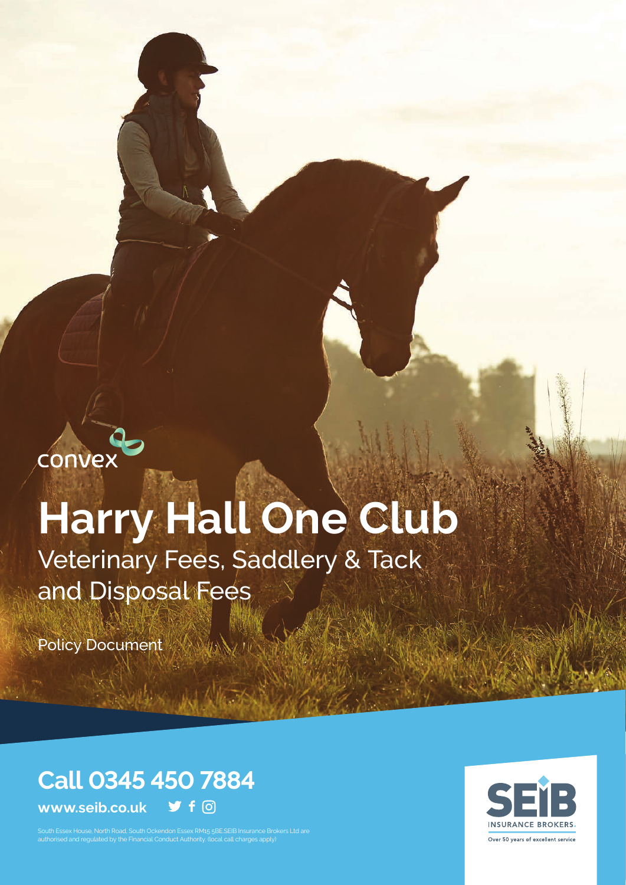convex

# Harry Hall One Club

## Veterinary Fees, Saddlery & Tack and Disposal Fees

Policy Document

**Call 0345 450 7884**

**www.seib.co.uk**

South Essex House, North Road, South Ockendon Essex RM15 5BE.SEIB Insurance Brokers Ltd are authorised and regulated by the Financial Conduct Authority. (local call charges apply)

SEIB INSURANCE BROKERS

Over 50 years of excellent service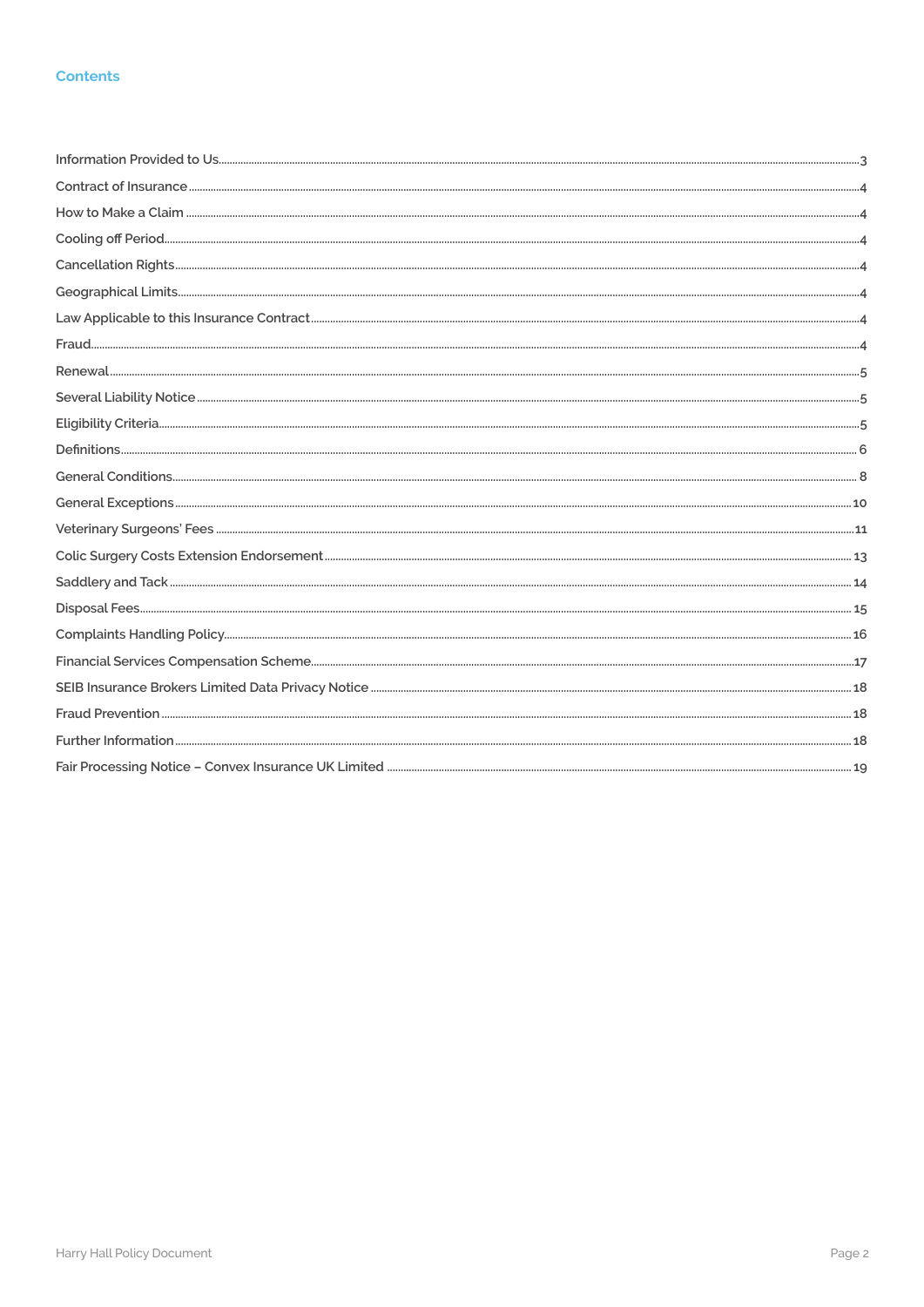## Contents

| | |
|---|---|
| Information Provided to Us | 3 |
| Contract of Insurance | 4 |
| How to Make a Claim | 4 |
| Cooling off Period | 4 |
| Cancellation Rights | 4 |
| Geographical Limits | 4 |
| Law Applicable to this Insurance Contract | 4 |
| Fraud | 4 |
| Renewal | 5 |
| Several Liability Notice | 5 |
| Eligibility Criteria | 5 |
| Definitions | 6 |
| General Conditions | 8 |
| General Exceptions | 10 |
| Veterinary Surgeons' Fees | 11 |
| Colic Surgery Costs Extension Endorsement | 13 |
| Saddlery and Tack | 14 |
| Disposal Fees | 15 |
| Complaints Handling Policy | 16 |
| Financial Services Compensation Scheme | 17 |
| SEIB Insurance Brokers Limited Data Privacy Notice | 18 |
| Fraud Prevention | 18 |
| Further Information | 18 |
| Fair Processing Notice – Convex Insurance UK Limited | 19 |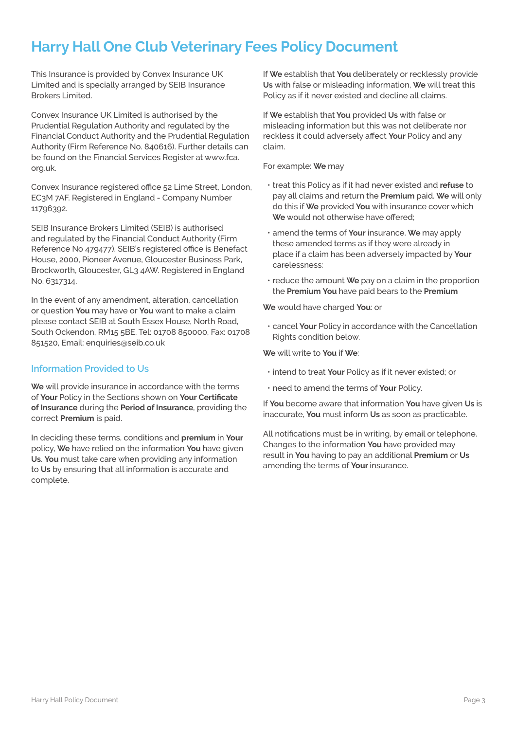# Harry Hall One Club Veterinary Fees Policy Document

This Insurance is provided by Convex Insurance UK Limited and is specially arranged by SEIB Insurance Brokers Limited.

Convex Insurance UK Limited is authorised by the Prudential Regulation Authority and regulated by the Financial Conduct Authority and the Prudential Regulation Authority (Firm Reference No. 840616). Further details can be found on the Financial Services Register at www.fca.org.uk.

Convex Insurance registered office 52 Lime Street, London, EC3M 7AF. Registered in England - Company Number 11796392.

SEIB Insurance Brokers Limited (SEIB) is authorised and regulated by the Financial Conduct Authority (Firm Reference No 479477). SEIB's registered office is Benefact House, 2000, Pioneer Avenue, Gloucester Business Park, Brockworth, Gloucester, GL3 4AW. Registered in England No. 6317314.

In the event of any amendment, alteration, cancellation or question **You** may have or **You** want to make a claim please contact SEIB at South Essex House, North Road, South Ockendon, RM15 5BE. Tel: 01708 850000, Fax: 01708 851520, Email: enquiries@seib.co.uk

## Information Provided to Us

**We** will provide insurance in accordance with the terms of **Your** Policy in the Sections shown on **Your Certificate of Insurance** during the **Period of Insurance**, providing the correct **Premium** is paid.

In deciding these terms, conditions and **premium** in **Your** policy, **We** have relied on the information **You** have given **Us**. **You** must take care when providing any information to **Us** by ensuring that all information is accurate and complete.

If **We** establish that **You** deliberately or recklessly provide **Us** with false or misleading information, **We** will treat this Policy as if it never existed and decline all claims.

If **We** establish that **You** provided **Us** with false or misleading information but this was not deliberate nor reckless it could adversely affect **Your** Policy and any claim.

For example: **We** may

- treat this Policy as if it had never existed and **refuse** to pay all claims and return the **Premium** paid. **We** will only do this if **We** provided **You** with insurance cover which **We** would not otherwise have offered;
- amend the terms of **Your** insurance. **We** may apply these amended terms as if they were already in place if a claim has been adversely impacted by **Your** carelessness:
- reduce the amount **We** pay on a claim in the proportion the **Premium You** have paid bears to the **Premium**

**We** would have charged **You**: or

- cancel **Your** Policy in accordance with the Cancellation Rights condition below.

**We** will write to **You** if **We**:

- intend to treat **Your** Policy as if it never existed; or
- need to amend the terms of **Your** Policy.

If **You** become aware that information **You** have given **Us** is inaccurate, **You** must inform **Us** as soon as practicable.

All notifications must be in writing, by email or telephone. Changes to the information **You** have provided may result in **You** having to pay an additional **Premium** or **Us** amending the terms of **Your** insurance.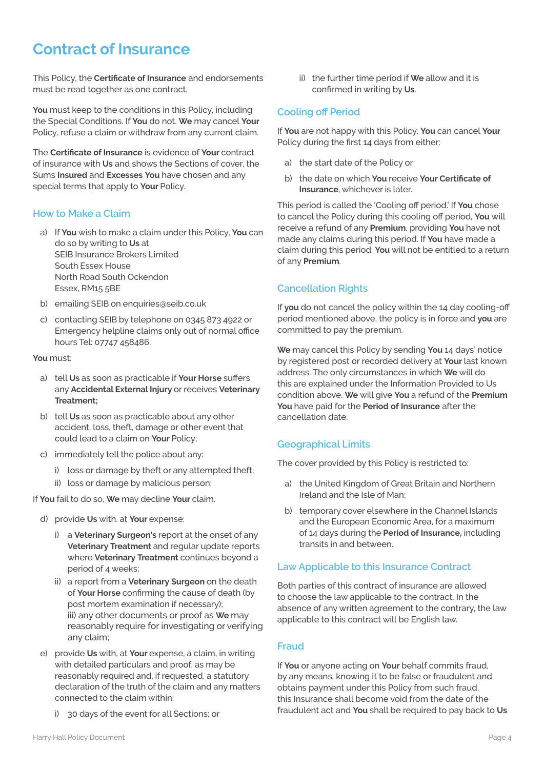# Contract of Insurance

This Policy, the **Certificate of Insurance** and endorsements must be read together as one contract.

**You** must keep to the conditions in this Policy, including the Special Conditions. If **You** do not. **We** may cancel **Your** Policy, refuse a claim or withdraw from any current claim.

The **Certificate of Insurance** is evidence of **Your** contract of insurance with **Us** and shows the Sections of cover, the Sums **Insured** and **Excesses You** have chosen and any special terms that apply to **Your** Policy.

## How to Make a Claim

a) If **You** wish to make a claim under this Policy, **You** can do so by writing to **Us** at
SEIB Insurance Brokers Limited
South Essex House
North Road South Ockendon
Essex, RM15 5BE

b) emailing SEIB on enquiries@seib.co.uk

c) contacting SEIB by telephone on 0345 873 4922 or Emergency helpline claims only out of normal office hours Tel: 07747 458486.

**You** must:

a) tell **Us** as soon as practicable if **Your Horse** suffers any **Accidental External Injury** or receives **Veterinary Treatment;**

b) tell **Us** as soon as practicable about any other accident, loss, theft, damage or other event that could lead to a claim on **Your** Policy;

c) immediately tell the police about any:
   i) loss or damage by theft or any attempted theft;
   ii) loss or damage by malicious person;

If **You** fail to do so, **We** may decline **Your** claim.

d) provide **Us** with. at **Your** expense:
   i) a **Veterinary Surgeon's** report at the onset of any **Veterinary Treatment** and regular update reports where **Veterinary Treatment** continues beyond a period of 4 weeks;
   ii) a report from a **Veterinary Surgeon** on the death of **Your Horse** confirming the cause of death (by post mortem examination if necessary);
   iii) any other documents or proof as **We** may reasonably require for investigating or verifying any claim;

e) provide **Us** with, at **Your** expense, a claim, in writing with detailed particulars and proof, as may be reasonably required and, if requested, a statutory declaration of the truth of the claim and any matters connected to the claim within:
   i) 30 days of the event for all Sections; or
   ii) the further time period if **We** allow and it is confirmed in writing by **Us**.

## Cooling off Period

If **You** are not happy with this Policy, **You** can cancel **Your** Policy during the first 14 days from either:

a) the start date of the Policy or

b) the date on which **You** receive **Your Certificate of Insurance**, whichever is later.

This period is called the 'Cooling off period.' If **You** chose to cancel the Policy during this cooling off period, **You** will receive a refund of any **Premium**, providing **You** have not made any claims during this period. If **You** have made a claim during this period. **You** will not be entitled to a return of any **Premium**.

## Cancellation Rights

If **you** do not cancel the policy within the 14 day cooling-off period mentioned above, the policy is in force and **you** are committed to pay the premium.

**We** may cancel this Policy by sending **You** 14 days' notice by registered post or recorded delivery at **Your** last known address. The only circumstances in which **We** will do this are explained under the Information Provided to Us condition above. **We** will give **You** a refund of the **Premium You** have paid for the **Period of Insurance** after the cancellation date.

## Geographical Limits

The cover provided by this Policy is restricted to:

a) the United Kingdom of Great Britain and Northern Ireland and the Isle of Man;

b) temporary cover elsewhere in the Channel Islands and the European Economic Area, for a maximum of 14 days during the **Period of Insurance,** including transits in and between.

## Law Applicable to this Insurance Contract

Both parties of this contract of insurance are allowed to choose the law applicable to the contract. In the absence of any written agreement to the contrary, the law applicable to this contract will be English law.

## Fraud

If **You** or anyone acting on **Your** behalf commits fraud, by any means, knowing it to be false or fraudulent and obtains payment under this Policy from such fraud, this Insurance shall become void from the date of the fraudulent act and **You** shall be required to pay back to **Us**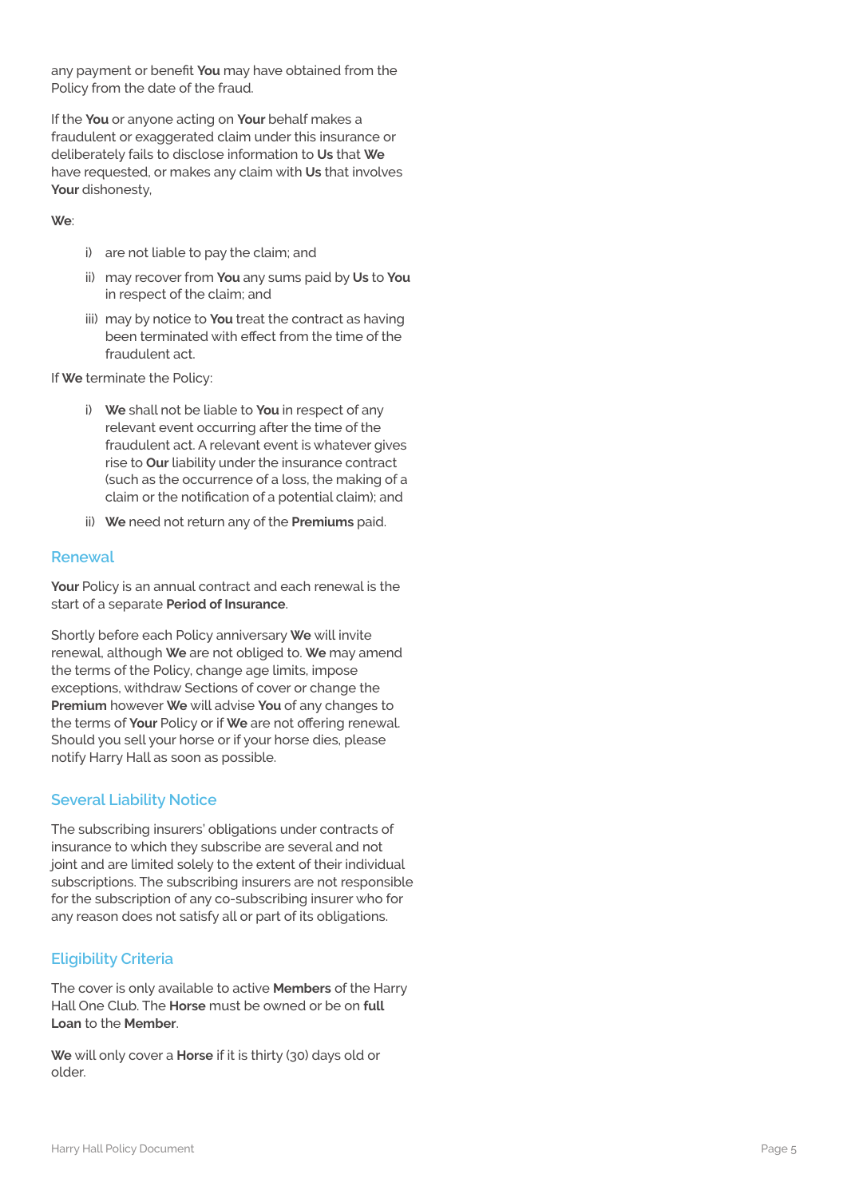any payment or benefit **You** may have obtained from the Policy from the date of the fraud.

If the **You** or anyone acting on **Your** behalf makes a fraudulent or exaggerated claim under this insurance or deliberately fails to disclose information to **Us** that **We** have requested, or makes any claim with **Us** that involves **Your** dishonesty,

**We**:

i) are not liable to pay the claim; and

ii) may recover from **You** any sums paid by **Us** to **You** in respect of the claim; and

iii) may by notice to **You** treat the contract as having been terminated with effect from the time of the fraudulent act.

If **We** terminate the Policy:

i) **We** shall not be liable to **You** in respect of any relevant event occurring after the time of the fraudulent act. A relevant event is whatever gives rise to **Our** liability under the insurance contract (such as the occurrence of a loss, the making of a claim or the notification of a potential claim); and

ii) **We** need not return any of the **Premiums** paid.

## Renewal

**Your** Policy is an annual contract and each renewal is the start of a separate **Period of Insurance**.

Shortly before each Policy anniversary **We** will invite renewal, although **We** are not obliged to. **We** may amend the terms of the Policy, change age limits, impose exceptions, withdraw Sections of cover or change the **Premium** however **We** will advise **You** of any changes to the terms of **Your** Policy or if **We** are not offering renewal. Should you sell your horse or if your horse dies, please notify Harry Hall as soon as possible.

## Several Liability Notice

The subscribing insurers' obligations under contracts of insurance to which they subscribe are several and not joint and are limited solely to the extent of their individual subscriptions. The subscribing insurers are not responsible for the subscription of any co-subscribing insurer who for any reason does not satisfy all or part of its obligations.

## Eligibility Criteria

The cover is only available to active **Members** of the Harry Hall One Club. The **Horse** must be owned or be on **full Loan** to the **Member**.

**We** will only cover a **Horse** if it is thirty (30) days old or older.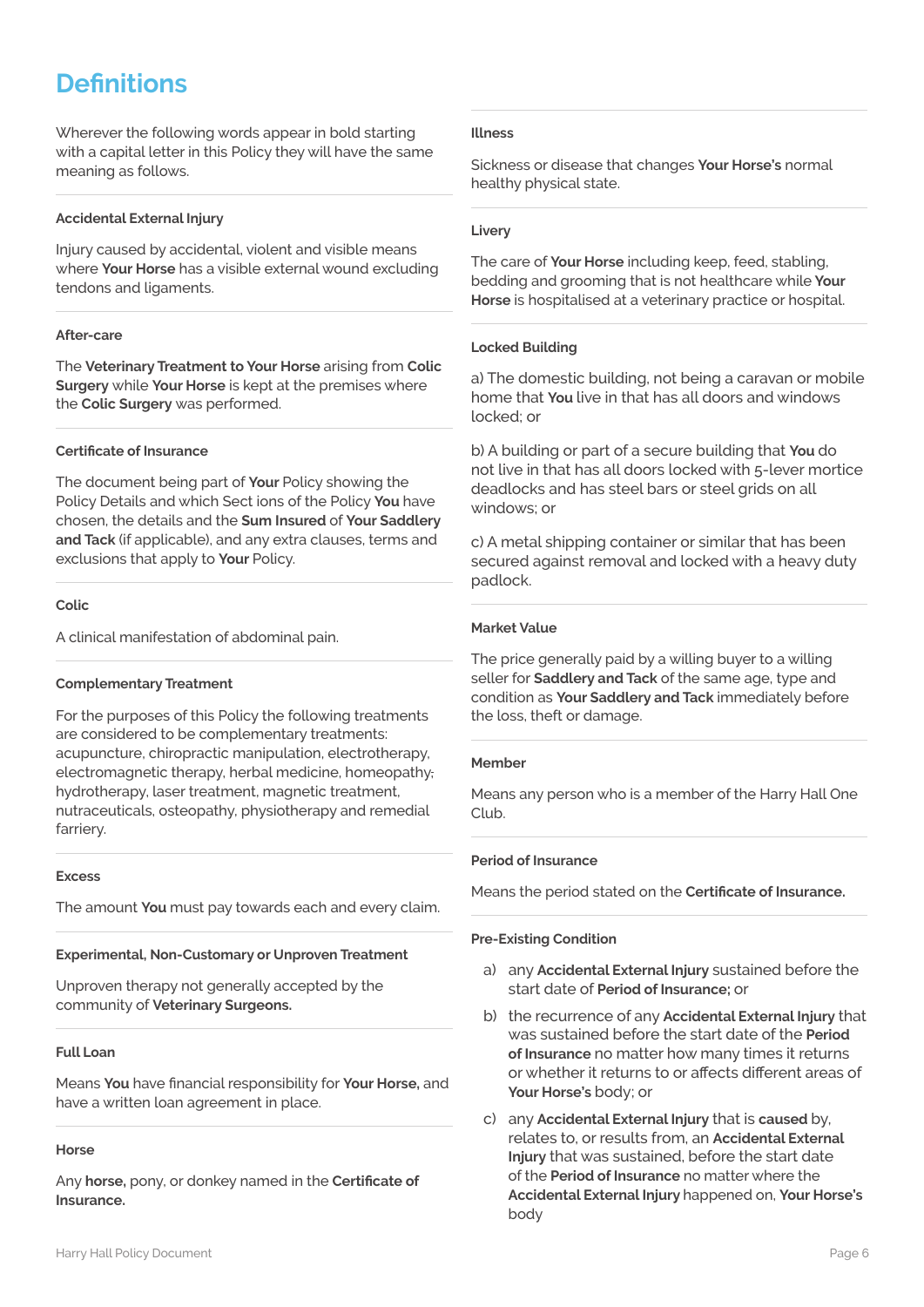# Definitions

Wherever the following words appear in bold starting with a capital letter in this Policy they will have the same meaning as follows.

#### Accidental External Injury

Injury caused by accidental, violent and visible means where **Your Horse** has a visible external wound excluding tendons and ligaments.

#### After-care

The **Veterinary Treatment to Your Horse** arising from **Colic Surgery** while **Your Horse** is kept at the premises where the **Colic Surgery** was performed.

#### Certificate of Insurance

The document being part of **Your** Policy showing the Policy Details and which Sect ions of the Policy **You** have chosen, the details and the **Sum Insured** of **Your Saddlery and Tack** (if applicable), and any extra clauses, terms and exclusions that apply to **Your** Policy.

#### Colic

A clinical manifestation of abdominal pain.

#### Complementary Treatment

For the purposes of this Policy the following treatments are considered to be complementary treatments: acupuncture, chiropractic manipulation, electrotherapy, electromagnetic therapy, herbal medicine, homeopathy; hydrotherapy, laser treatment, magnetic treatment, nutraceuticals, osteopathy, physiotherapy and remedial farriery.

#### Excess

The amount **You** must pay towards each and every claim.

#### Experimental, Non-Customary or Unproven Treatment

Unproven therapy not generally accepted by the community of **Veterinary Surgeons.**

#### Full Loan

Means **You** have financial responsibility for **Your Horse,** and have a written loan agreement in place.

#### Horse

Any **horse,** pony, or donkey named in the **Certificate of Insurance.**

#### Illness

Sickness or disease that changes **Your Horse's** normal healthy physical state.

#### Livery

The care of **Your Horse** including keep, feed, stabling, bedding and grooming that is not healthcare while **Your Horse** is hospitalised at a veterinary practice or hospital.

#### Locked Building

a) The domestic building, not being a caravan or mobile home that **You** live in that has all doors and windows locked; or

b) A building or part of a secure building that **You** do not live in that has all doors locked with 5-lever mortice deadlocks and has steel bars or steel grids on all windows; or

c) A metal shipping container or similar that has been secured against removal and locked with a heavy duty padlock.

#### Market Value

The price generally paid by a willing buyer to a willing seller for **Saddlery and Tack** of the same age, type and condition as **Your Saddlery and Tack** immediately before the loss, theft or damage.

#### Member

Means any person who is a member of the Harry Hall One Club.

#### Period of Insurance

Means the period stated on the **Certificate of Insurance.**

#### Pre-Existing Condition

a) any **Accidental External Injury** sustained before the start date of **Period of Insurance;** or

b) the recurrence of any **Accidental External Injury** that was sustained before the start date of the **Period of Insurance** no matter how many times it returns or whether it returns to or affects different areas of **Your Horse's** body; or

c) any **Accidental External Injury** that is **caused** by, relates to, or results from, an **Accidental External Injury** that was sustained, before the start date of the **Period of Insurance** no matter where the **Accidental External Injury** happened on, **Your Horse's** body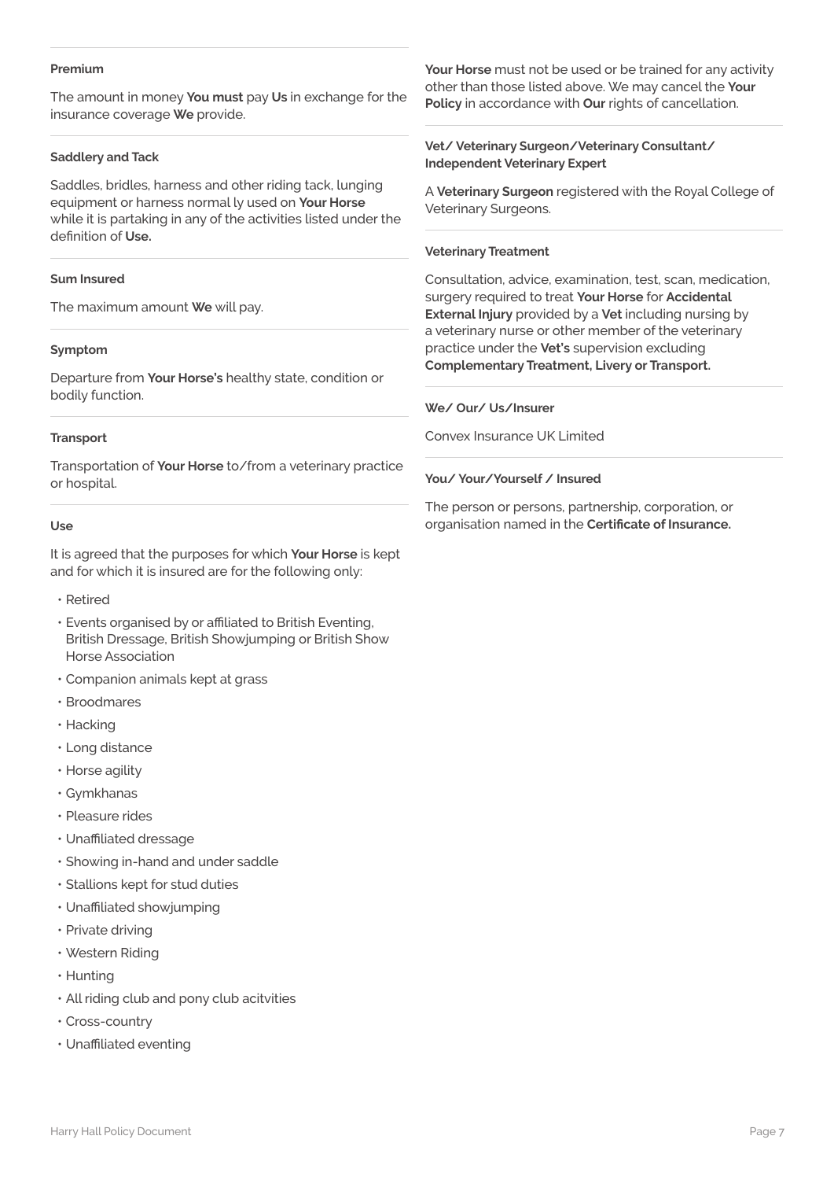### Premium

The amount in money **You must** pay **Us** in exchange for the insurance coverage **We** provide.

### Saddlery and Tack

Saddles, bridles, harness and other riding tack, lunging equipment or harness normal ly used on **Your Horse** while it is partaking in any of the activities listed under the definition of **Use.**

### Sum Insured

The maximum amount **We** will pay.

### Symptom

Departure from **Your Horse's** healthy state, condition or bodily function.

### Transport

Transportation of **Your Horse** to/from a veterinary practice or hospital.

### Use

It is agreed that the purposes for which **Your Horse** is kept and for which it is insured are for the following only:

- Retired
- Events organised by or affiliated to British Eventing, British Dressage, British Showjumping or British Show Horse Association
- Companion animals kept at grass
- Broodmares
- Hacking
- Long distance
- Horse agility
- Gymkhanas
- Pleasure rides
- Unaffiliated dressage
- Showing in-hand and under saddle
- Stallions kept for stud duties
- Unaffiliated showjumping
- Private driving
- Western Riding
- Hunting
- All riding club and pony club acitvities
- Cross-country
- Unaffiliated eventing

**Your Horse** must not be used or be trained for any activity other than those listed above. We may cancel the **Your Policy** in accordance with **Our** rights of cancellation.

### Vet/ Veterinary Surgeon/Veterinary Consultant/ Independent Veterinary Expert

A **Veterinary Surgeon** registered with the Royal College of Veterinary Surgeons.

### Veterinary Treatment

Consultation, advice, examination, test, scan, medication, surgery required to treat **Your Horse** for **Accidental External Injury** provided by a **Vet** including nursing by a veterinary nurse or other member of the veterinary practice under the **Vet's** supervision excluding **Complementary Treatment, Livery or Transport.**

### We/ Our/ Us/Insurer

Convex Insurance UK Limited

### You/ Your/Yourself / Insured

The person or persons, partnership, corporation, or organisation named in the **Certificate of Insurance.**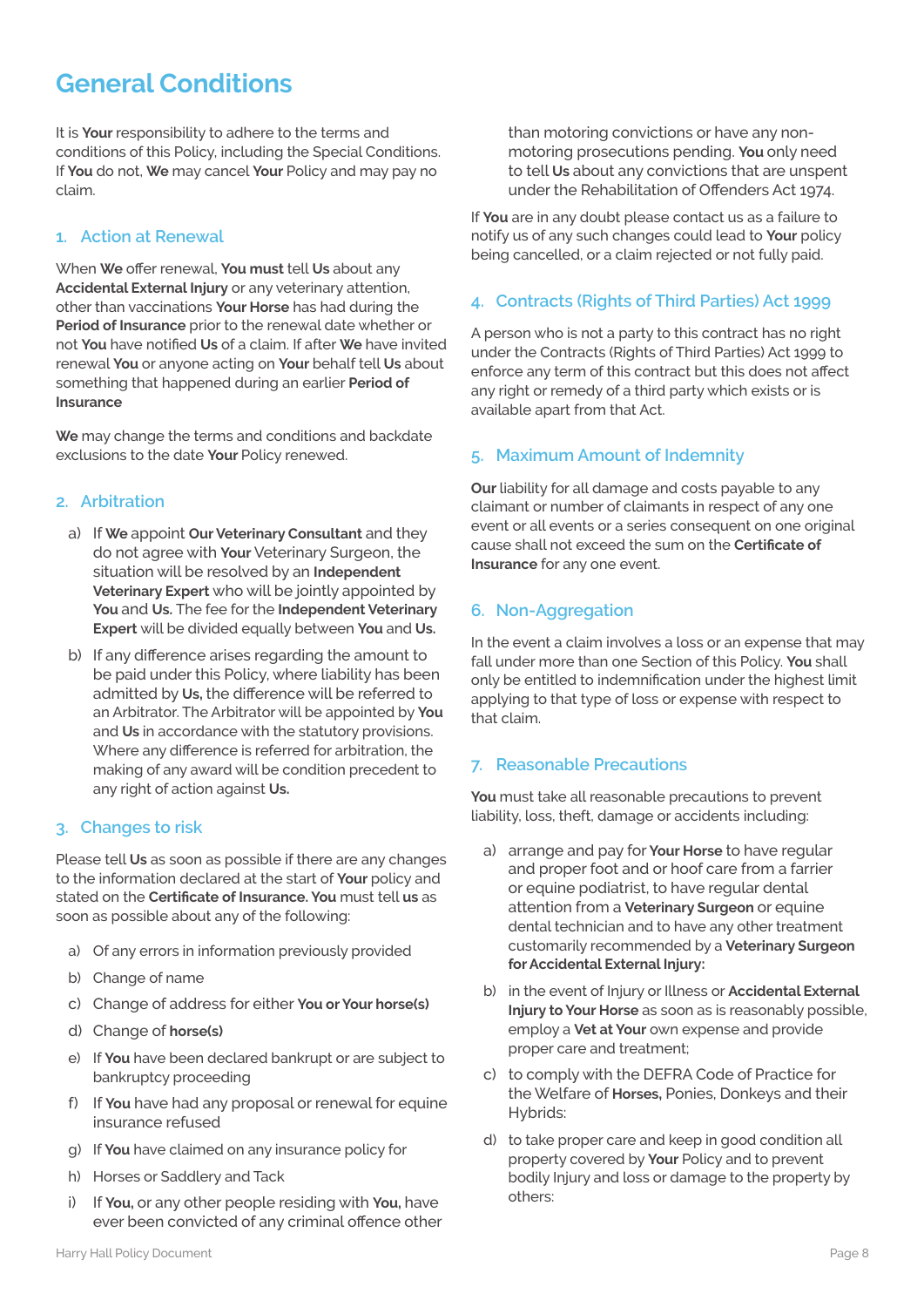# General Conditions

It is **Your** responsibility to adhere to the terms and conditions of this Policy, including the Special Conditions. If **You** do not, **We** may cancel **Your** Policy and may pay no claim.

## 1. Action at Renewal

When **We** offer renewal, **You must** tell **Us** about any **Accidental External Injury** or any veterinary attention, other than vaccinations **Your Horse** has had during the **Period of Insurance** prior to the renewal date whether or not **You** have notified **Us** of a claim. If after **We** have invited renewal **You** or anyone acting on **Your** behalf tell **Us** about something that happened during an earlier **Period of Insurance**

**We** may change the terms and conditions and backdate exclusions to the date **Your** Policy renewed.

## 2. Arbitration

a) If **We** appoint **Our Veterinary Consultant** and they do not agree with **Your** Veterinary Surgeon, the situation will be resolved by an **Independent Veterinary Expert** who will be jointly appointed by **You** and **Us.** The fee for the **Independent Veterinary Expert** will be divided equally between **You** and **Us.**

b) If any difference arises regarding the amount to be paid under this Policy, where liability has been admitted by **Us,** the difference will be referred to an Arbitrator. The Arbitrator will be appointed by **You** and **Us** in accordance with the statutory provisions. Where any difference is referred for arbitration, the making of any award will be condition precedent to any right of action against **Us.**

## 3. Changes to risk

Please tell **Us** as soon as possible if there are any changes to the information declared at the start of **Your** policy and stated on the **Certificate of Insurance. You** must tell **us** as soon as possible about any of the following:

a) Of any errors in information previously provided

b) Change of name

c) Change of address for either **You or Your horse(s)**

d) Change of **horse(s)**

e) If **You** have been declared bankrupt or are subject to bankruptcy proceeding

f) If **You** have had any proposal or renewal for equine insurance refused

g) If **You** have claimed on any insurance policy for

h) Horses or Saddlery and Tack

i) If **You,** or any other people residing with **You,** have ever been convicted of any criminal offence other than motoring convictions or have any non-motoring prosecutions pending. **You** only need to tell **Us** about any convictions that are unspent under the Rehabilitation of Offenders Act 1974.

If **You** are in any doubt please contact us as a failure to notify us of any such changes could lead to **Your** policy being cancelled, or a claim rejected or not fully paid.

## 4. Contracts (Rights of Third Parties) Act 1999

A person who is not a party to this contract has no right under the Contracts (Rights of Third Parties) Act 1999 to enforce any term of this contract but this does not affect any right or remedy of a third party which exists or is available apart from that Act.

## 5. Maximum Amount of Indemnity

**Our** liability for all damage and costs payable to any claimant or number of claimants in respect of any one event or all events or a series consequent on one original cause shall not exceed the sum on the **Certificate of Insurance** for any one event.

## 6. Non-Aggregation

In the event a claim involves a loss or an expense that may fall under more than one Section of this Policy. **You** shall only be entitled to indemnification under the highest limit applying to that type of loss or expense with respect to that claim.

## 7. Reasonable Precautions

**You** must take all reasonable precautions to prevent liability, loss, theft, damage or accidents including:

a) arrange and pay for **Your Horse** to have regular and proper foot and or hoof care from a farrier or equine podiatrist, to have regular dental attention from a **Veterinary Surgeon** or equine dental technician and to have any other treatment customarily recommended by a **Veterinary Surgeon for Accidental External Injury:**

b) in the event of Injury or Illness or **Accidental External Injury to Your Horse** as soon as is reasonably possible, employ a **Vet at Your** own expense and provide proper care and treatment;

c) to comply with the DEFRA Code of Practice for the Welfare of **Horses,** Ponies, Donkeys and their Hybrids:

d) to take proper care and keep in good condition all property covered by **Your** Policy and to prevent bodily Injury and loss or damage to the property by others: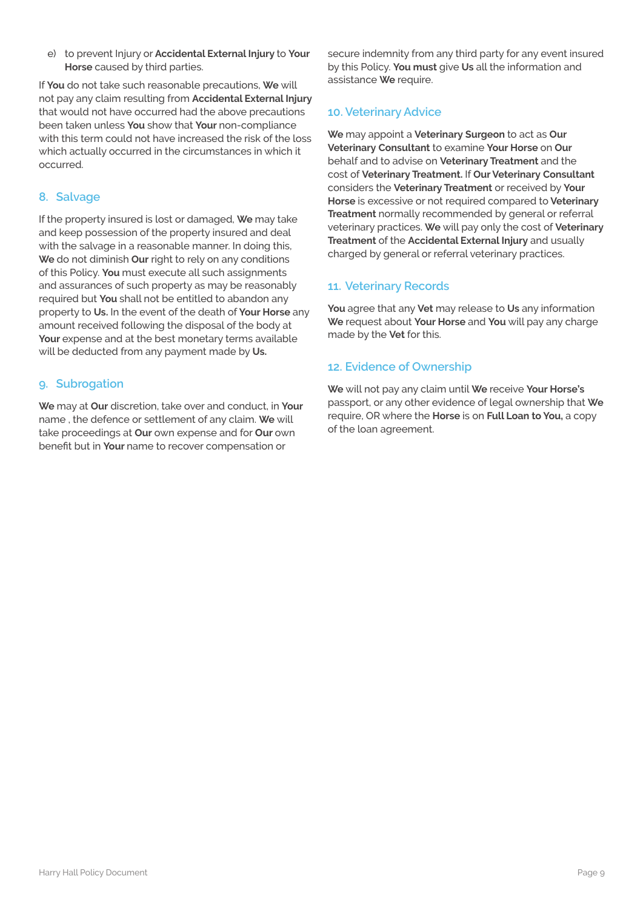e) to prevent Injury or **Accidental External Injury** to **Your Horse** caused by third parties.

If **You** do not take such reasonable precautions, **We** will not pay any claim resulting from **Accidental External Injury** that would not have occurred had the above precautions been taken unless **You** show that **Your** non-compliance with this term could not have increased the risk of the loss which actually occurred in the circumstances in which it occurred.

## 8. Salvage

If the property insured is lost or damaged, **We** may take and keep possession of the property insured and deal with the salvage in a reasonable manner. In doing this, **We** do not diminish **Our** right to rely on any conditions of this Policy. **You** must execute all such assignments and assurances of such property as may be reasonably required but **You** shall not be entitled to abandon any property to **Us.** In the event of the death of **Your Horse** any amount received following the disposal of the body at **Your** expense and at the best monetary terms available will be deducted from any payment made by **Us.**

## 9. Subrogation

**We** may at **Our** discretion, take over and conduct, in **Your** name , the defence or settlement of any claim. **We** will take proceedings at **Our** own expense and for **Our** own benefit but in **Your** name to recover compensation or secure indemnity from any third party for any event insured by this Policy. **You must** give **Us** all the information and assistance **We** require.

## 10. Veterinary Advice

**We** may appoint a **Veterinary Surgeon** to act as **Our Veterinary Consultant** to examine **Your Horse** on **Our** behalf and to advise on **Veterinary Treatment** and the cost of **Veterinary Treatment.** If **Our Veterinary Consultant** considers the **Veterinary Treatment** or received by **Your Horse** is excessive or not required compared to **Veterinary Treatment** normally recommended by general or referral veterinary practices. **We** will pay only the cost of **Veterinary Treatment** of the **Accidental External Injury** and usually charged by general or referral veterinary practices.

## 11. Veterinary Records

**You** agree that any **Vet** may release to **Us** any information **We** request about **Your Horse** and **You** will pay any charge made by the **Vet** for this.

## 12. Evidence of Ownership

**We** will not pay any claim until **We** receive **Your Horse's** passport, or any other evidence of legal ownership that **We** require, OR where the **Horse** is on **Full Loan to You,** a copy of the loan agreement.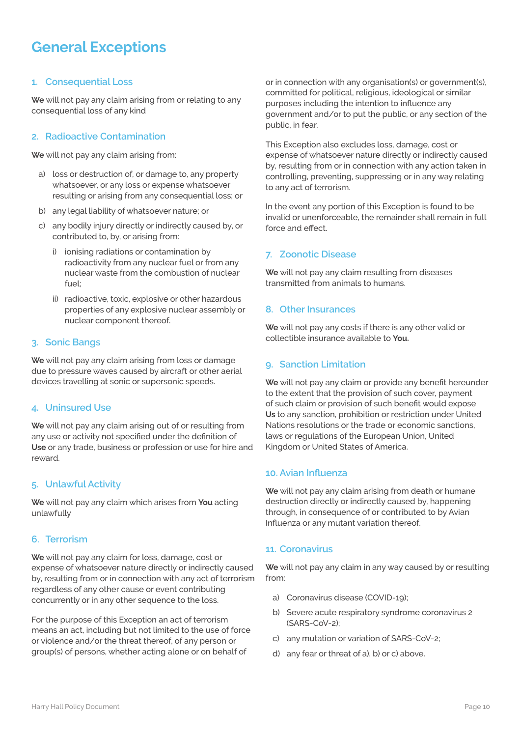# General Exceptions

## 1. Consequential Loss

**We** will not pay any claim arising from or relating to any consequential loss of any kind

## 2. Radioactive Contamination

**We** will not pay any claim arising from:

a) loss or destruction of, or damage to, any property whatsoever, or any loss or expense whatsoever resulting or arising from any consequential loss; or

b) any legal liability of whatsoever nature; or

c) any bodily injury directly or indirectly caused by, or contributed to, by, or arising from:

   i) ionising radiations or contamination by radioactivity from any nuclear fuel or from any nuclear waste from the combustion of nuclear fuel;

   ii) radioactive, toxic, explosive or other hazardous properties of any explosive nuclear assembly or nuclear component thereof.

## 3. Sonic Bangs

**We** will not pay any claim arising from loss or damage due to pressure waves caused by aircraft or other aerial devices travelling at sonic or supersonic speeds.

## 4. Uninsured Use

**We** will not pay any claim arising out of or resulting from any use or activity not specified under the definition of **Use** or any trade, business or profession or use for hire and reward.

## 5. Unlawful Activity

**We** will not pay any claim which arises from **You** acting unlawfully

## 6. Terrorism

**We** will not pay any claim for loss, damage, cost or expense of whatsoever nature directly or indirectly caused by, resulting from or in connection with any act of terrorism regardless of any other cause or event contributing concurrently or in any other sequence to the loss.

For the purpose of this Exception an act of terrorism means an act, including but not limited to the use of force or violence and/or the threat thereof, of any person or group(s) of persons, whether acting alone or on behalf of or in connection with any organisation(s) or government(s), committed for political, religious, ideological or similar purposes including the intention to influence any government and/or to put the public, or any section of the public, in fear.

This Exception also excludes loss, damage, cost or expense of whatsoever nature directly or indirectly caused by, resulting from or in connection with any action taken in controlling, preventing, suppressing or in any way relating to any act of terrorism.

In the event any portion of this Exception is found to be invalid or unenforceable, the remainder shall remain in full force and effect.

## 7. Zoonotic Disease

**We** will not pay any claim resulting from diseases transmitted from animals to humans.

## 8. Other Insurances

**We** will not pay any costs if there is any other valid or collectible insurance available to **You.**

## 9. Sanction Limitation

**We** will not pay any claim or provide any benefit hereunder to the extent that the provision of such cover, payment of such claim or provision of such benefit would expose **Us** to any sanction, prohibition or restriction under United Nations resolutions or the trade or economic sanctions, laws or regulations of the European Union, United Kingdom or United States of America.

## 10. Avian Influenza

**We** will not pay any claim arising from death or humane destruction directly or indirectly caused by, happening through, in consequence of or contributed to by Avian Influenza or any mutant variation thereof.

## 11. Coronavirus

**We** will not pay any claim in any way caused by or resulting from:

a) Coronavirus disease (COVID-19);

b) Severe acute respiratory syndrome coronavirus 2 (SARS-CoV-2);

c) any mutation or variation of SARS-CoV-2;

d) any fear or threat of a), b) or c) above.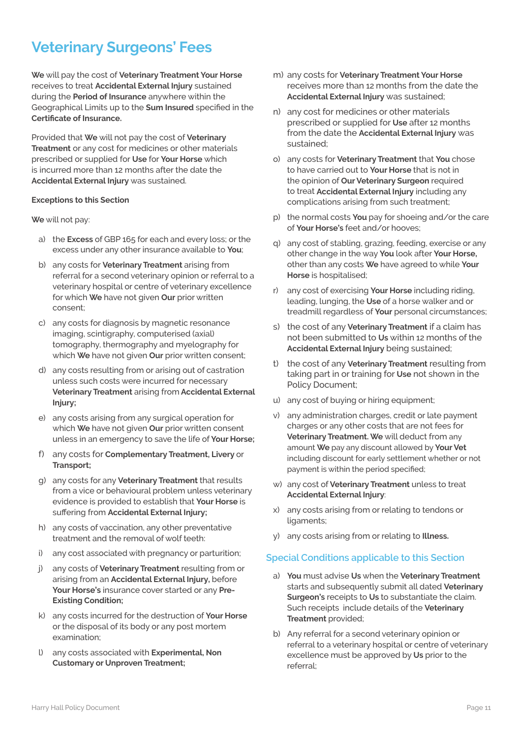# Veterinary Surgeons' Fees

**We** will pay the cost of **Veterinary Treatment Your Horse** receives to treat **Accidental External Injury** sustained during the **Period of Insurance** anywhere within the Geographical Limits up to the **Sum Insured** specified in the **Certificate of Insurance.**

Provided that **We** will not pay the cost of **Veterinary Treatment** or any cost for medicines or other materials prescribed or supplied for **Use** for **Your Horse** which is incurred more than 12 months after the date the **Accidental External Injury** was sustained.

**Exceptions to this Section**

**We** will not pay:

a) the **Excess** of GBP 165 for each and every loss; or the excess under any other insurance available to **You**;

b) any costs for **Veterinary Treatment** arising from referral for a second veterinary opinion or referral to a veterinary hospital or centre of veterinary excellence for which **We** have not given **Our** prior written consent;

c) any costs for diagnosis by magnetic resonance imaging, scintigraphy, computerised (axial) tomography, thermography and myelography for which **We** have not given **Our** prior written consent;

d) any costs resulting from or arising out of castration unless such costs were incurred for necessary **Veterinary Treatment** arising from **Accidental External Injury;**

e) any costs arising from any surgical operation for which **We** have not given **Our** prior written consent unless in an emergency to save the life of **Your Horse;**

f) any costs for **Complementary Treatment, Livery** or **Transport;**

g) any costs for any **Veterinary Treatment** that results from a vice or behavioural problem unless veterinary evidence is provided to establish that **Your Horse** is suffering from **Accidental External Injury;**

h) any costs of vaccination, any other preventative treatment and the removal of wolf teeth:

i) any cost associated with pregnancy or parturition;

j) any costs of **Veterinary Treatment** resulting from or arising from an **Accidental External Injury,** before **Your Horse's** insurance cover started or any **Pre-Existing Condition;**

k) any costs incurred for the destruction of **Your Horse** or the disposal of its body or any post mortem examination;

l) any costs associated with **Experimental, Non Customary or Unproven Treatment;**

m) any costs for **Veterinary Treatment Your Horse** receives more than 12 months from the date the **Accidental External Injury** was sustained;

n) any cost for medicines or other materials prescribed or supplied for **Use** after 12 months from the date the **Accidental External Injury** was sustained;

o) any costs for **Veterinary Treatment** that **You** chose to have carried out to **Your Horse** that is not in the opinion of **Our Veterinary Surgeon** required to treat **Accidental External Injury** including any complications arising from such treatment;

p) the normal costs **You** pay for shoeing and/or the care of **Your Horse's** feet and/or hooves;

q) any cost of stabling, grazing, feeding, exercise or any other change in the way **You** look after **Your Horse,** other than any costs **We** have agreed to while **Your Horse** is hospitalised;

r) any cost of exercising **Your Horse** including riding, leading, lunging, the **Use** of a horse walker and or treadmill regardless of **Your** personal circumstances;

s) the cost of any **Veterinary Treatment** if a claim has not been submitted to **Us** within 12 months of the **Accidental External Injury** being sustained;

t) the cost of any **Veterinary Treatment** resulting from taking part in or training for **Use** not shown in the Policy Document;

u) any cost of buying or hiring equipment;

v) any administration charges, credit or late payment charges or any other costs that are not fees for **Veterinary Treatment. We** will deduct from any amount **We** pay any discount allowed by **Your Vet** including discount for early settlement whether or not payment is within the period specified;

w) any cost of **Veterinary Treatment** unless to treat **Accidental External Injury**;

x) any costs arising from or relating to tendons or ligaments;

y) any costs arising from or relating to **Illness.**

## Special Conditions applicable to this Section

a) **You** must advise **Us** when the **Veterinary Treatment** starts and subsequently submit all dated **Veterinary Surgeon's** receipts to **Us** to substantiate the claim. Such receipts include details of the **Veterinary Treatment** provided;

b) Any referral for a second veterinary opinion or referral to a veterinary hospital or centre of veterinary excellence must be approved by **Us** prior to the referral;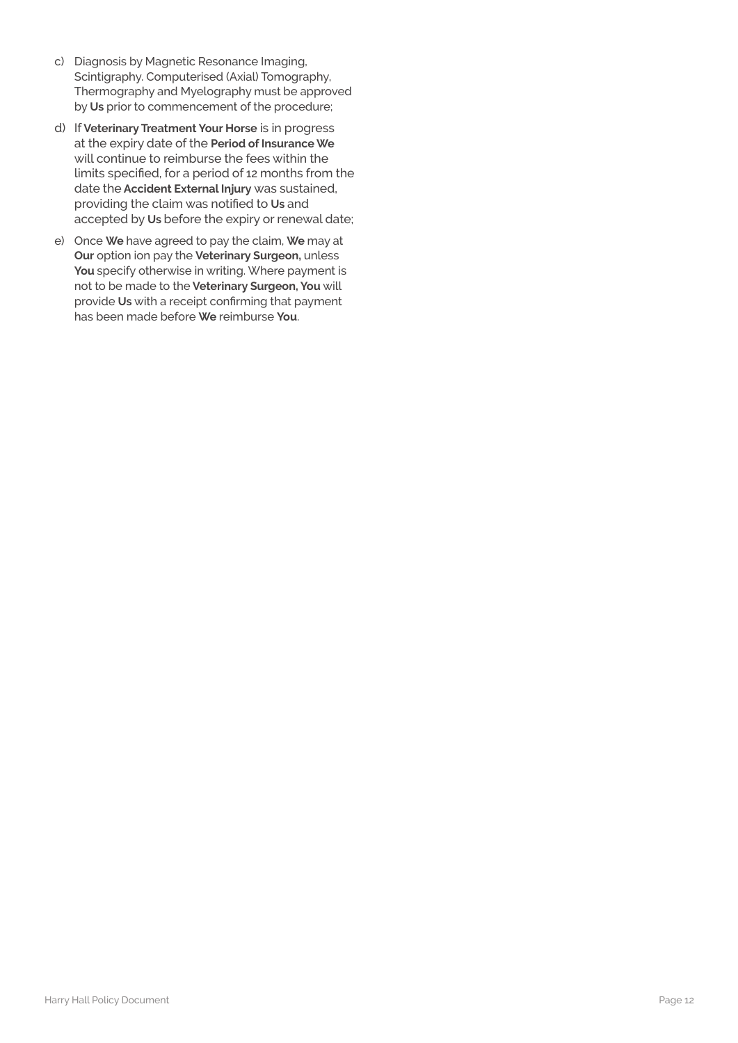c) Diagnosis by Magnetic Resonance Imaging, Scintigraphy. Computerised (Axial) Tomography, Thermography and Myelography must be approved by **Us** prior to commencement of the procedure;

d) If **Veterinary Treatment Your Horse** is in progress at the expiry date of the **Period of Insurance We** will continue to reimburse the fees within the limits specified, for a period of 12 months from the date the **Accident External Injury** was sustained, providing the claim was notified to **Us** and accepted by **Us** before the expiry or renewal date;

e) Once **We** have agreed to pay the claim, **We** may at **Our** option ion pay the **Veterinary Surgeon,** unless **You** specify otherwise in writing. Where payment is not to be made to the **Veterinary Surgeon, You** will provide **Us** with a receipt confirming that payment has been made before **We** reimburse **You**.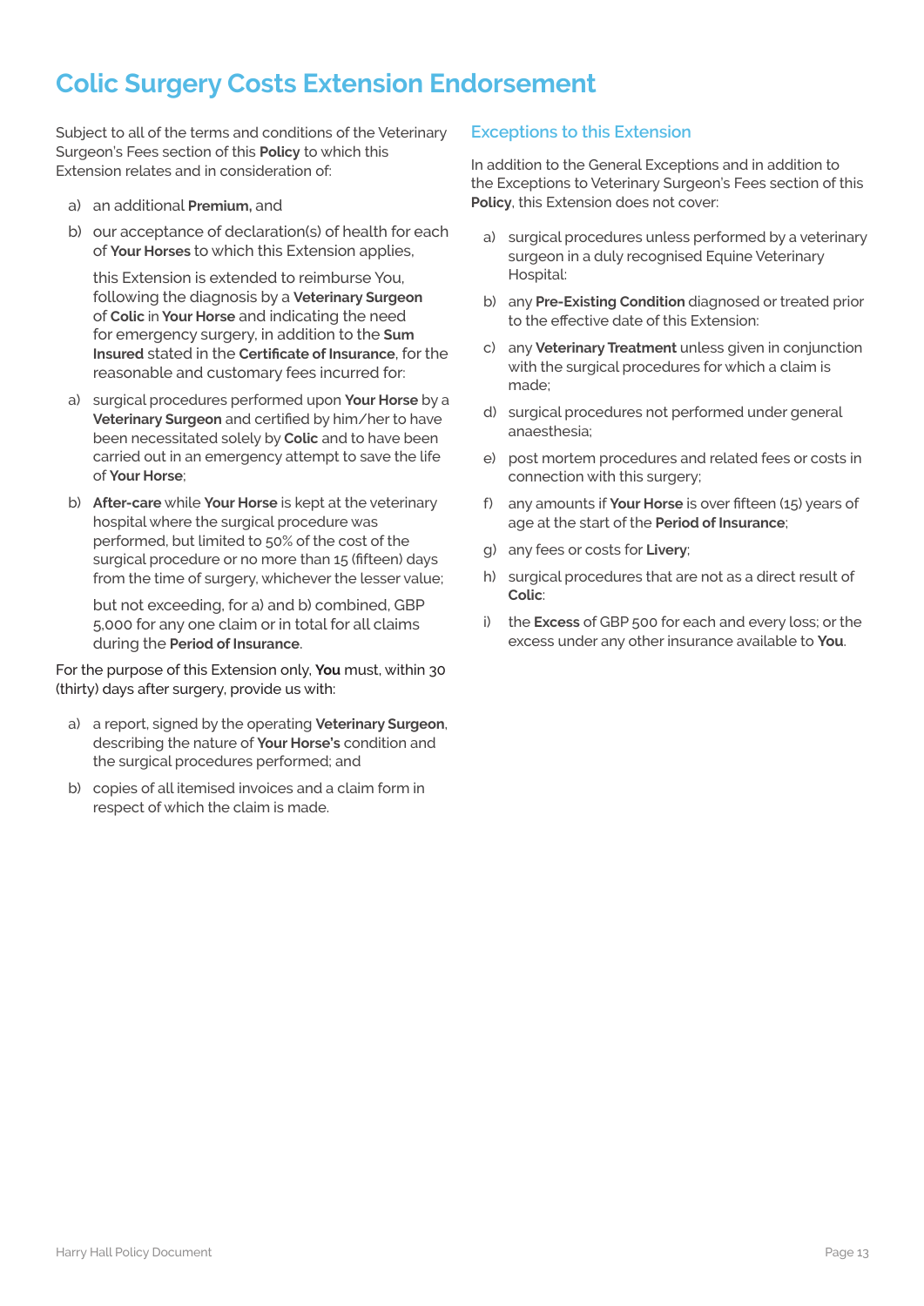# Colic Surgery Costs Extension Endorsement

Subject to all of the terms and conditions of the Veterinary Surgeon's Fees section of this **Policy** to which this Extension relates and in consideration of:

a) an additional **Premium,** and

b) our acceptance of declaration(s) of health for each of **Your Horses** to which this Extension applies,

this Extension is extended to reimburse You, following the diagnosis by a **Veterinary Surgeon** of **Colic** in **Your Horse** and indicating the need for emergency surgery, in addition to the **Sum Insured** stated in the **Certificate of Insurance**, for the reasonable and customary fees incurred for:

a) surgical procedures performed upon **Your Horse** by a **Veterinary Surgeon** and certified by him/her to have been necessitated solely by **Colic** and to have been carried out in an emergency attempt to save the life of **Your Horse**;

b) **After-care** while **Your Horse** is kept at the veterinary hospital where the surgical procedure was performed, but limited to 50% of the cost of the surgical procedure or no more than 15 (fifteen) days from the time of surgery, whichever the lesser value;

but not exceeding, for a) and b) combined, GBP 5,000 for any one claim or in total for all claims during the **Period of Insurance**.

For the purpose of this Extension only, **You** must, within 30 (thirty) days after surgery, provide us with:

a) a report, signed by the operating **Veterinary Surgeon**, describing the nature of **Your Horse's** condition and the surgical procedures performed; and

b) copies of all itemised invoices and a claim form in respect of which the claim is made.

## Exceptions to this Extension

In addition to the General Exceptions and in addition to the Exceptions to Veterinary Surgeon's Fees section of this **Policy**, this Extension does not cover:

a) surgical procedures unless performed by a veterinary surgeon in a duly recognised Equine Veterinary Hospital:

b) any **Pre-Existing Condition** diagnosed or treated prior to the effective date of this Extension:

c) any **Veterinary Treatment** unless given in conjunction with the surgical procedures for which a claim is made;

d) surgical procedures not performed under general anaesthesia;

e) post mortem procedures and related fees or costs in connection with this surgery;

f) any amounts if **Your Horse** is over fifteen (15) years of age at the start of the **Period of Insurance**;

g) any fees or costs for **Livery**;

h) surgical procedures that are not as a direct result of **Colic**:

i) the **Excess** of GBP 500 for each and every loss; or the excess under any other insurance available to **You**.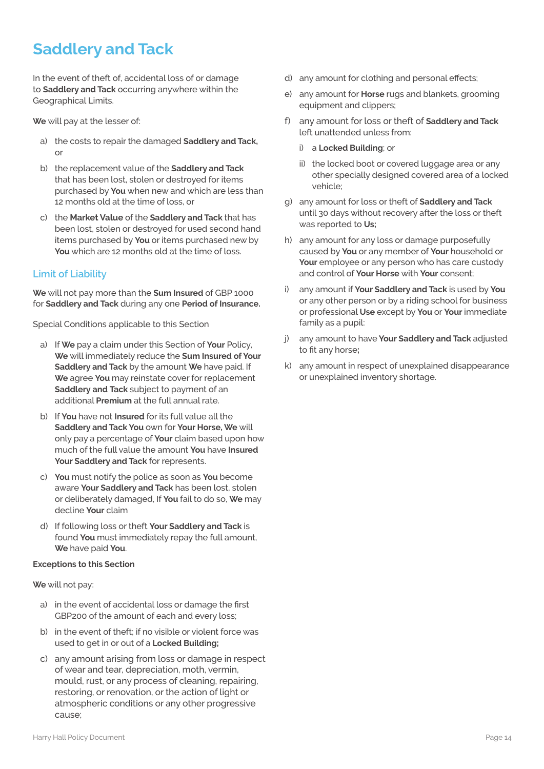# Saddlery and Tack

In the event of theft of, accidental loss of or damage to **Saddlery and Tack** occurring anywhere within the Geographical Limits.

**We** will pay at the lesser of:

a) the costs to repair the damaged **Saddlery and Tack,** or

b) the replacement value of the **Saddlery and Tack** that has been lost, stolen or destroyed for items purchased by **You** when new and which are less than 12 months old at the time of loss, or

c) the **Market Value** of the **Saddlery and Tack** that has been lost, stolen or destroyed for used second hand items purchased by **You** or items purchased new by **You** which are 12 months old at the time of loss.

## Limit of Liability

**We** will not pay more than the **Sum Insured** of GBP 1000 for **Saddlery and Tack** during any one **Period of Insurance.**

Special Conditions applicable to this Section

a) If **We** pay a claim under this Section of **Your** Policy, **We** will immediately reduce the **Sum Insured of Your Saddlery and Tack** by the amount **We** have paid. If **We** agree **You** may reinstate cover for replacement **Saddlery and Tack** subject to payment of an additional **Premium** at the full annual rate.

b) If **You** have not **Insured** for its full value all the **Saddlery and Tack You** own for **Your Horse, We** will only pay a percentage of **Your** claim based upon how much of the full value the amount **You** have **Insured Your Saddlery and Tack** for represents.

c) **You** must notify the police as soon as **You** become aware **Your Saddlery and Tack** has been lost, stolen or deliberately damaged, If **You** fail to do so, **We** may decline **Your** claim

d) If following loss or theft **Your Saddlery and Tack** is found **You** must immediately repay the full amount, **We** have paid **You**.

**Exceptions to this Section**

**We** will not pay:

a) in the event of accidental loss or damage the first GBP200 of the amount of each and every loss;

b) in the event of theft; if no visible or violent force was used to get in or out of a **Locked Building;**

c) any amount arising from loss or damage in respect of wear and tear, depreciation, moth, vermin, mould, rust, or any process of cleaning, repairing, restoring, or renovation, or the action of light or atmospheric conditions or any other progressive cause;

d) any amount for clothing and personal effects;

e) any amount for **Horse** rugs and blankets, grooming equipment and clippers;

f) any amount for loss or theft of **Saddlery and Tack** left unattended unless from:

   i) a **Locked Building**; or

   ii) the locked boot or covered luggage area or any other specially designed covered area of a locked vehicle;

g) any amount for loss or theft of **Saddlery and Tack** until 30 days without recovery after the loss or theft was reported to **Us;**

h) any amount for any loss or damage purposefully caused by **You** or any member of **Your** household or **Your** employee or any person who has care custody and control of **Your Horse** with **Your** consent;

i) any amount if **Your Saddlery and Tack** is used by **You** or any other person or by a riding school for business or professional **Use** except by **You** or **Your** immediate family as a pupil:

j) any amount to have **Your Saddlery and Tack** adjusted to fit any horse**;**

k) any amount in respect of unexplained disappearance or unexplained inventory shortage.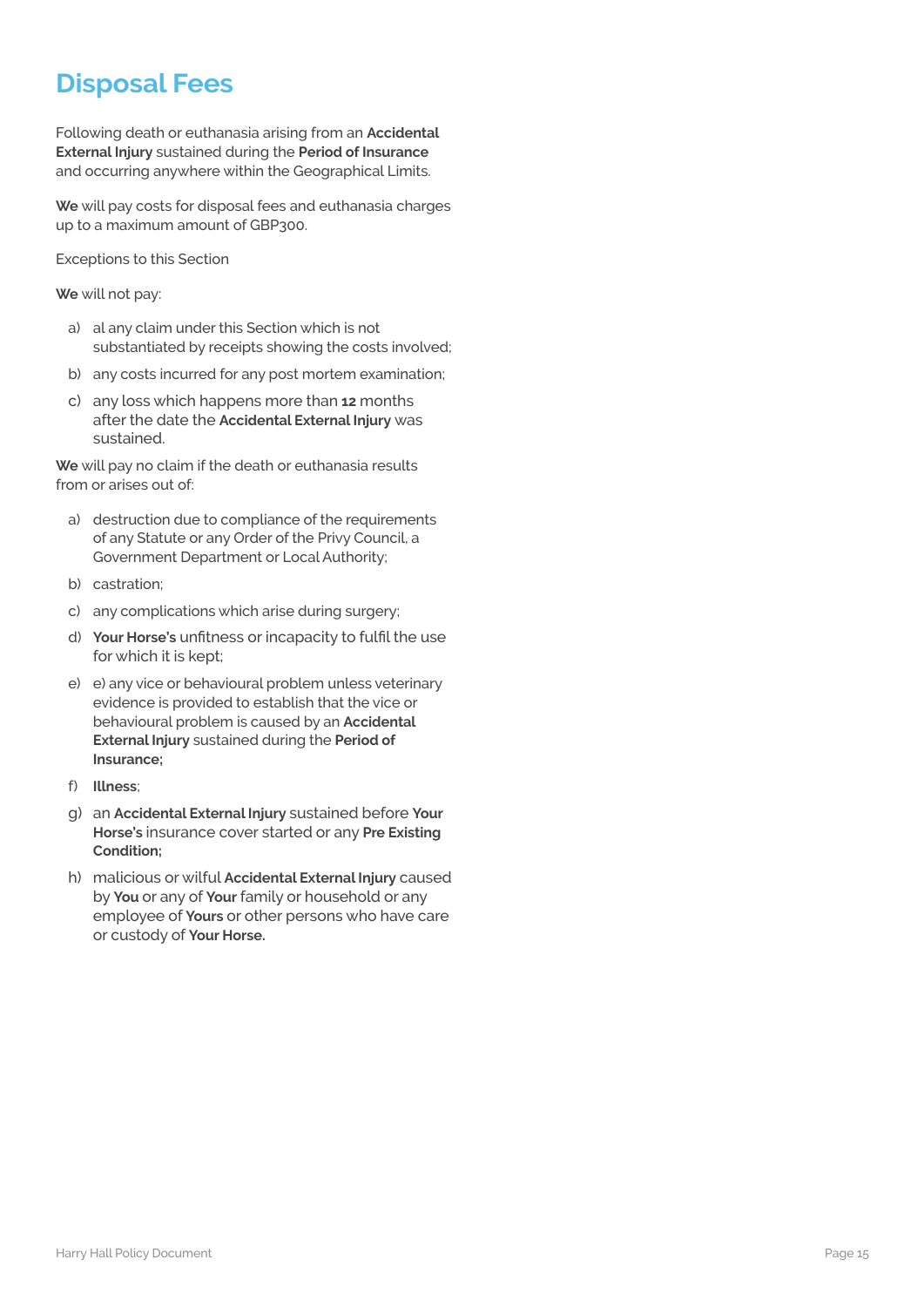# Disposal Fees

Following death or euthanasia arising from an **Accidental External Injury** sustained during the **Period of Insurance** and occurring anywhere within the Geographical Limits.

**We** will pay costs for disposal fees and euthanasia charges up to a maximum amount of GBP300.

Exceptions to this Section

**We** will not pay:

a) al any claim under this Section which is not substantiated by receipts showing the costs involved;

b) any costs incurred for any post mortem examination;

c) any loss which happens more than **12** months after the date the **Accidental External Injury** was sustained.

**We** will pay no claim if the death or euthanasia results from or arises out of:

a) destruction due to compliance of the requirements of any Statute or any Order of the Privy Council, a Government Department or Local Authority;

b) castration;

c) any complications which arise during surgery;

d) **Your Horse's** unfitness or incapacity to fulfil the use for which it is kept;

e) e) any vice or behavioural problem unless veterinary evidence is provided to establish that the vice or behavioural problem is caused by an **Accidental External Injury** sustained during the **Period of Insurance;**

f) **Illness**;

g) an **Accidental External Injury** sustained before **Your Horse's** insurance cover started or any **Pre Existing Condition;**

h) malicious or wilful **Accidental External Injury** caused by **You** or any of **Your** family or household or any employee of **Yours** or other persons who have care or custody of **Your Horse.**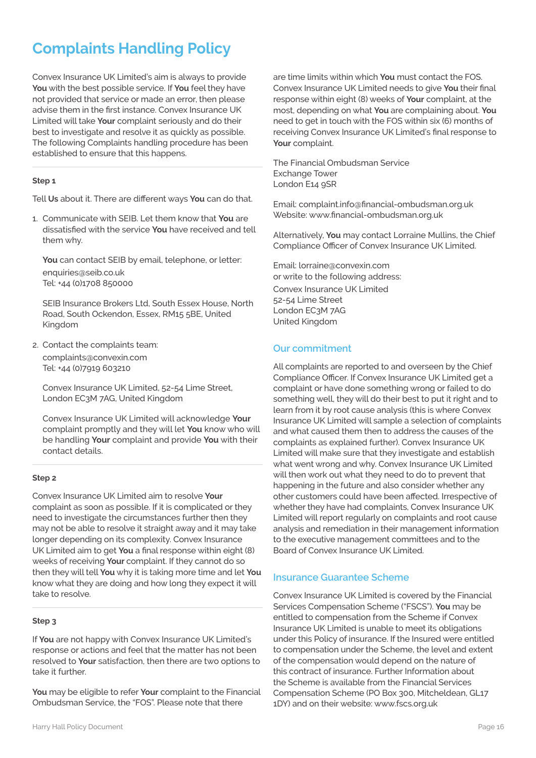# Complaints Handling Policy

Convex Insurance UK Limited's aim is always to provide **You** with the best possible service. If **You** feel they have not provided that service or made an error, then please advise them in the first instance. Convex Insurance UK Limited will take **Your** complaint seriously and do their best to investigate and resolve it as quickly as possible. The following Complaints handling procedure has been established to ensure that this happens.

#### Step 1

Tell **Us** about it. There are different ways **You** can do that.

1. Communicate with SEIB. Let them know that **You** are dissatisfied with the service **You** have received and tell them why.

   **You** can contact SEIB by email, telephone, or letter:
   enquiries@seib.co.uk
   Tel: +44 (0)1708 850000

   SEIB Insurance Brokers Ltd, South Essex House, North Road, South Ockendon, Essex, RM15 5BE, United Kingdom

2. Contact the complaints team:
   complaints@convexin.com
   Tel: +44 (0)7919 603210

   Convex Insurance UK Limited, 52-54 Lime Street, London EC3M 7AG, United Kingdom

   Convex Insurance UK Limited will acknowledge **Your** complaint promptly and they will let **You** know who will be handling **Your** complaint and provide **You** with their contact details.

#### Step 2

Convex Insurance UK Limited aim to resolve **Your** complaint as soon as possible. If it is complicated or they need to investigate the circumstances further then they may not be able to resolve it straight away and it may take longer depending on its complexity. Convex Insurance UK Limited aim to get **You** a final response within eight (8) weeks of receiving **Your** complaint. If they cannot do so then they will tell **You** why it is taking more time and let **You** know what they are doing and how long they expect it will take to resolve.

#### Step 3

If **You** are not happy with Convex Insurance UK Limited's response or actions and feel that the matter has not been resolved to **Your** satisfaction, then there are two options to take it further.

**You** may be eligible to refer **Your** complaint to the Financial Ombudsman Service, the "FOS". Please note that there are time limits within which **You** must contact the FOS. Convex Insurance UK Limited needs to give **You** their final response within eight (8) weeks of **Your** complaint, at the most, depending on what **You** are complaining about. **You** need to get in touch with the FOS within six (6) months of receiving Convex Insurance UK Limited's final response to **Your** complaint.

The Financial Ombudsman Service
Exchange Tower
London E14 9SR

Email: complaint.info@financial-ombudsman.org.uk
Website: www.financial-ombudsman.org.uk

Alternatively, **You** may contact Lorraine Mullins, the Chief Compliance Officer of Convex Insurance UK Limited.

Email: lorraine@convexin.com
or write to the following address:
Convex Insurance UK Limited
52-54 Lime Street
London EC3M 7AG
United Kingdom

## Our commitment

All complaints are reported to and overseen by the Chief Compliance Officer. If Convex Insurance UK Limited get a complaint or have done something wrong or failed to do something well, they will do their best to put it right and to learn from it by root cause analysis (this is where Convex Insurance UK Limited will sample a selection of complaints and what caused them then to address the causes of the complaints as explained further). Convex Insurance UK Limited will make sure that they investigate and establish what went wrong and why. Convex Insurance UK Limited will then work out what they need to do to prevent that happening in the future and also consider whether any other customers could have been affected. Irrespective of whether they have had complaints, Convex Insurance UK Limited will report regularly on complaints and root cause analysis and remediation in their management information to the executive management committees and to the Board of Convex Insurance UK Limited.

## Insurance Guarantee Scheme

Convex Insurance UK Limited is covered by the Financial Services Compensation Scheme ("FSCS"). **You** may be entitled to compensation from the Scheme if Convex Insurance UK Limited is unable to meet its obligations under this Policy of insurance. If the Insured were entitled to compensation under the Scheme, the level and extent of the compensation would depend on the nature of this contract of insurance. Further Information about the Scheme is available from the Financial Services Compensation Scheme (PO Box 300, Mitcheldean, GL17 1DY) and on their website: www.fscs.org.uk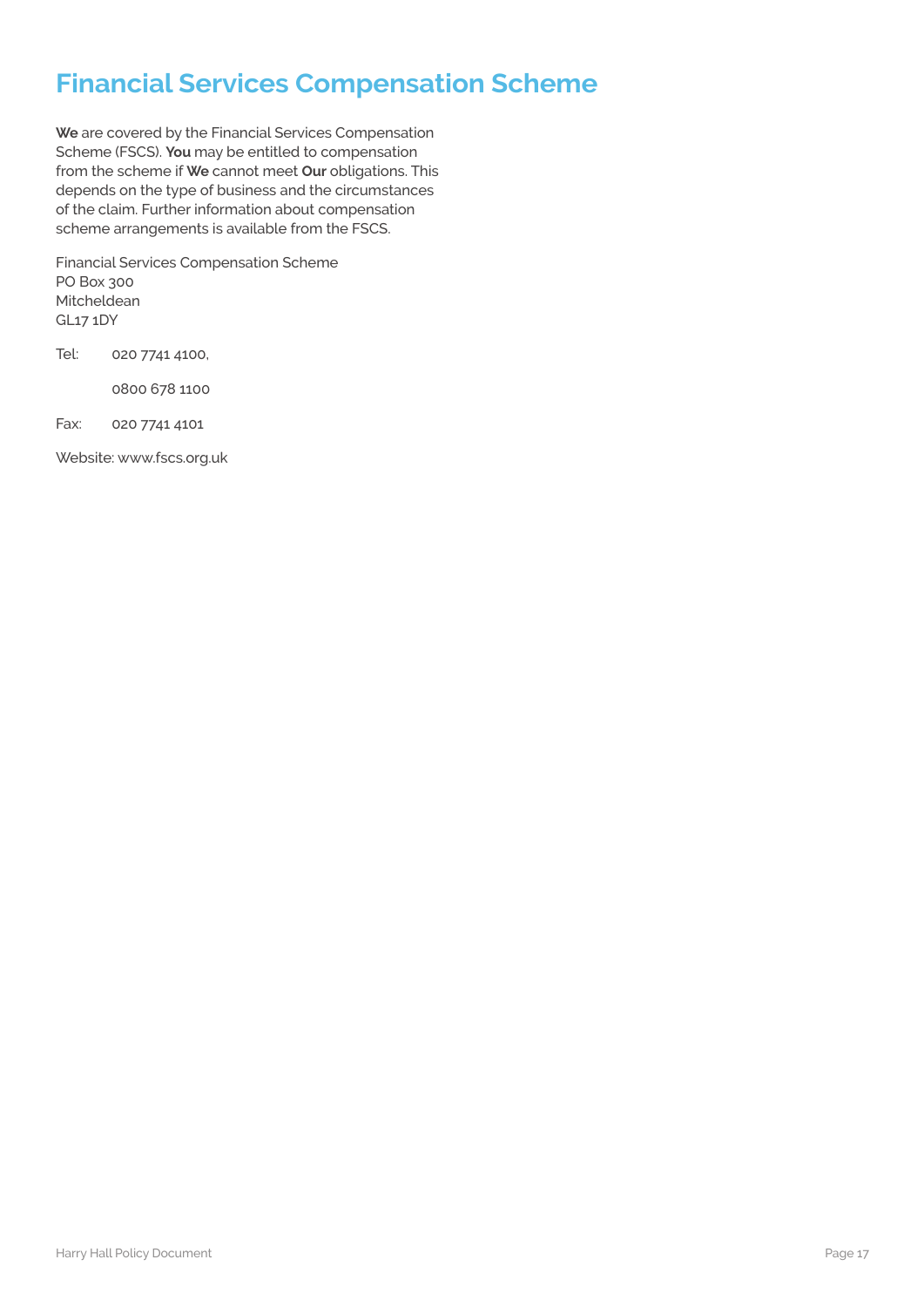# Financial Services Compensation Scheme

**We** are covered by the Financial Services Compensation Scheme (FSCS). **You** may be entitled to compensation from the scheme if **We** cannot meet **Our** obligations. This depends on the type of business and the circumstances of the claim. Further information about compensation scheme arrangements is available from the FSCS.

Financial Services Compensation Scheme
PO Box 300
Mitcheldean
GL17 1DY

Tel: 020 7741 4100,

0800 678 1100

Fax: 020 7741 4101

Website: www.fscs.org.uk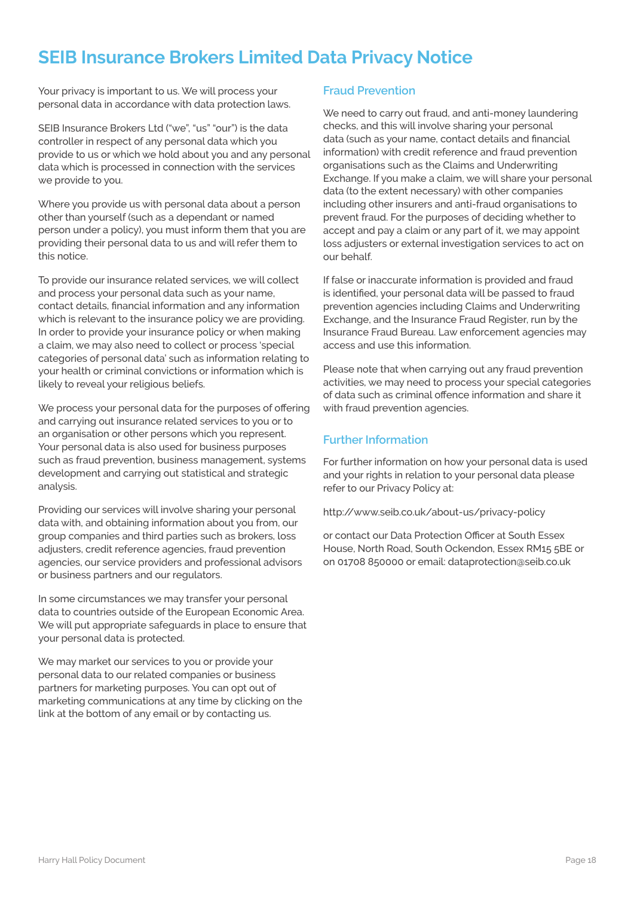# SEIB Insurance Brokers Limited Data Privacy Notice

Your privacy is important to us. We will process your personal data in accordance with data protection laws.

SEIB Insurance Brokers Ltd ("we", "us" "our") is the data controller in respect of any personal data which you provide to us or which we hold about you and any personal data which is processed in connection with the services we provide to you.

Where you provide us with personal data about a person other than yourself (such as a dependant or named person under a policy), you must inform them that you are providing their personal data to us and will refer them to this notice.

To provide our insurance related services, we will collect and process your personal data such as your name, contact details, financial information and any information which is relevant to the insurance policy we are providing. In order to provide your insurance policy or when making a claim, we may also need to collect or process 'special categories of personal data' such as information relating to your health or criminal convictions or information which is likely to reveal your religious beliefs.

We process your personal data for the purposes of offering and carrying out insurance related services to you or to an organisation or other persons which you represent. Your personal data is also used for business purposes such as fraud prevention, business management, systems development and carrying out statistical and strategic analysis.

Providing our services will involve sharing your personal data with, and obtaining information about you from, our group companies and third parties such as brokers, loss adjusters, credit reference agencies, fraud prevention agencies, our service providers and professional advisors or business partners and our regulators.

In some circumstances we may transfer your personal data to countries outside of the European Economic Area. We will put appropriate safeguards in place to ensure that your personal data is protected.

We may market our services to you or provide your personal data to our related companies or business partners for marketing purposes. You can opt out of marketing communications at any time by clicking on the link at the bottom of any email or by contacting us.

## Fraud Prevention

We need to carry out fraud, and anti-money laundering checks, and this will involve sharing your personal data (such as your name, contact details and financial information) with credit reference and fraud prevention organisations such as the Claims and Underwriting Exchange. If you make a claim, we will share your personal data (to the extent necessary) with other companies including other insurers and anti-fraud organisations to prevent fraud. For the purposes of deciding whether to accept and pay a claim or any part of it, we may appoint loss adjusters or external investigation services to act on our behalf.

If false or inaccurate information is provided and fraud is identified, your personal data will be passed to fraud prevention agencies including Claims and Underwriting Exchange, and the Insurance Fraud Register, run by the Insurance Fraud Bureau. Law enforcement agencies may access and use this information.

Please note that when carrying out any fraud prevention activities, we may need to process your special categories of data such as criminal offence information and share it with fraud prevention agencies.

## Further Information

For further information on how your personal data is used and your rights in relation to your personal data please refer to our Privacy Policy at:

http://www.seib.co.uk/about-us/privacy-policy

or contact our Data Protection Officer at South Essex House, North Road, South Ockendon, Essex RM15 5BE or on 01708 850000 or email: dataprotection@seib.co.uk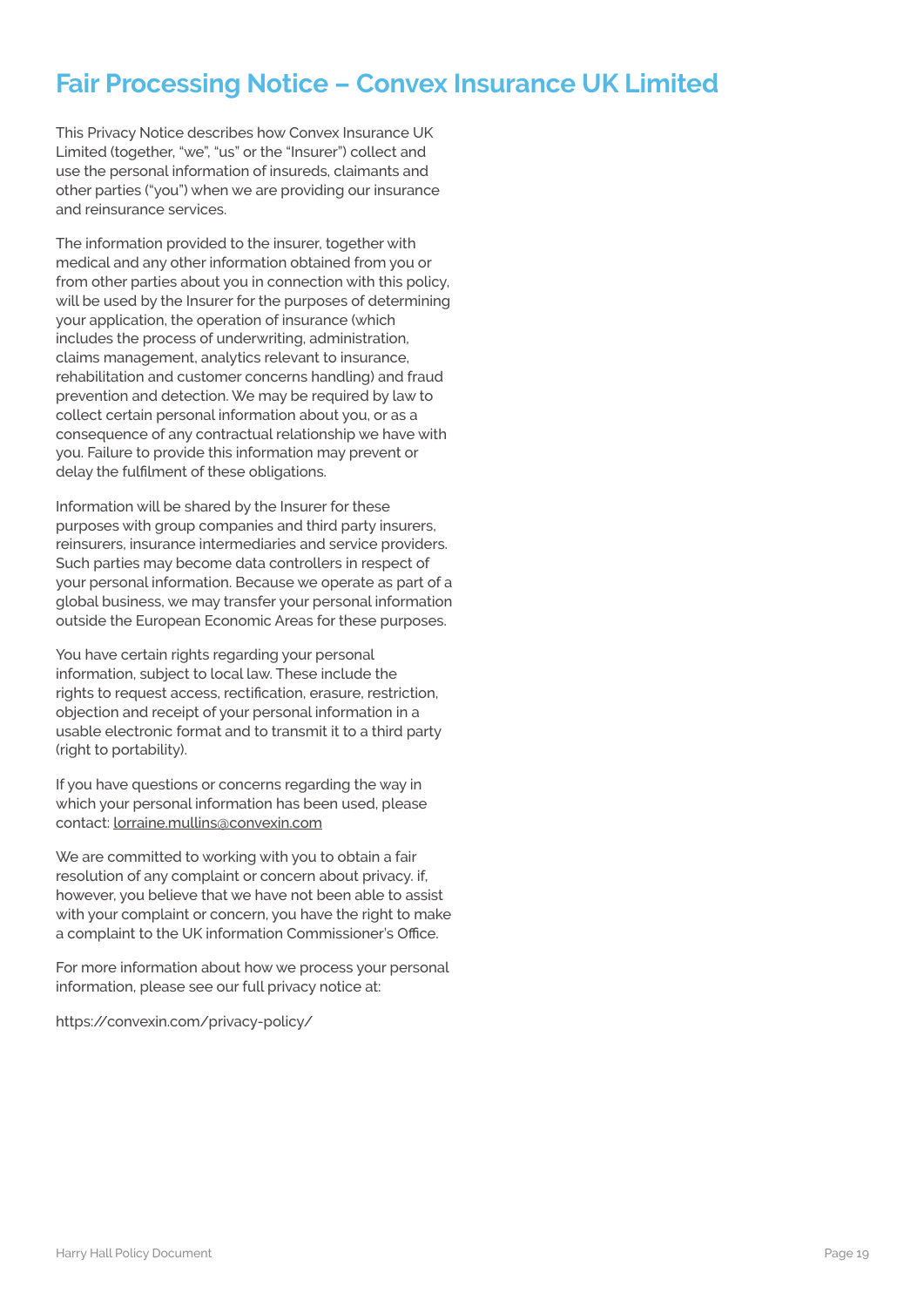# Fair Processing Notice – Convex Insurance UK Limited

This Privacy Notice describes how Convex Insurance UK Limited (together, "we", "us" or the "Insurer") collect and use the personal information of insureds, claimants and other parties ("you") when we are providing our insurance and reinsurance services.

The information provided to the insurer, together with medical and any other information obtained from you or from other parties about you in connection with this policy, will be used by the Insurer for the purposes of determining your application, the operation of insurance (which includes the process of underwriting, administration, claims management, analytics relevant to insurance, rehabilitation and customer concerns handling) and fraud prevention and detection. We may be required by law to collect certain personal information about you, or as a consequence of any contractual relationship we have with you. Failure to provide this information may prevent or delay the fulfilment of these obligations.

Information will be shared by the Insurer for these purposes with group companies and third party insurers, reinsurers, insurance intermediaries and service providers. Such parties may become data controllers in respect of your personal information. Because we operate as part of a global business, we may transfer your personal information outside the European Economic Areas for these purposes.

You have certain rights regarding your personal information, subject to local law. These include the rights to request access, rectification, erasure, restriction, objection and receipt of your personal information in a usable electronic format and to transmit it to a third party (right to portability).

If you have questions or concerns regarding the way in which your personal information has been used, please contact: lorraine.mullins@convexin.com

We are committed to working with you to obtain a fair resolution of any complaint or concern about privacy. if, however, you believe that we have not been able to assist with your complaint or concern, you have the right to make a complaint to the UK information Commissioner's Office.

For more information about how we process your personal information, please see our full privacy notice at:

https://convexin.com/privacy-policy/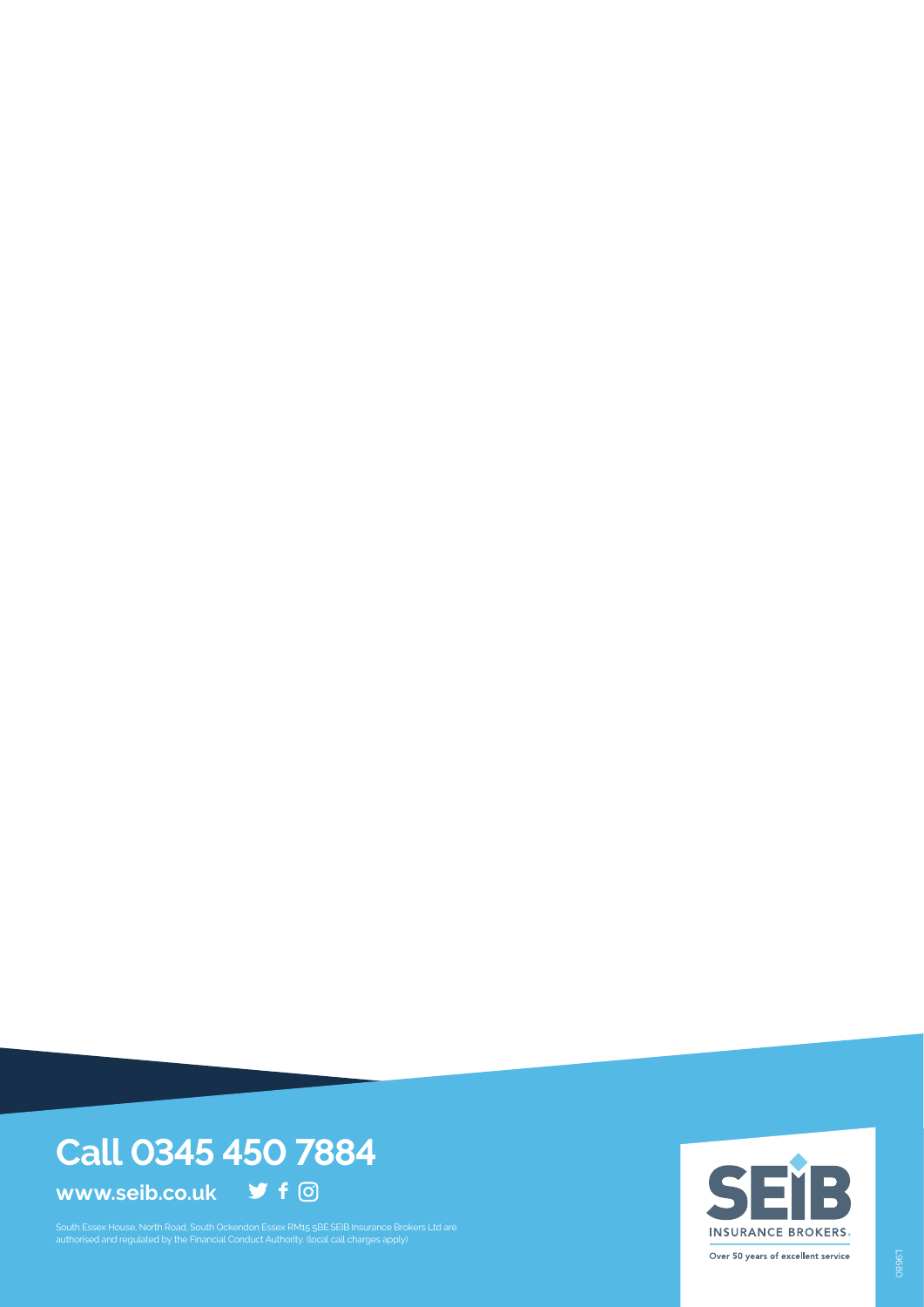# Call 0345 450 7884

**www.seib.co.uk**

South Essex House, North Road, South Ockendon Essex RM15 5BE.SEIB Insurance Brokers Ltd are authorised and regulated by the Financial Conduct Authority. (local call charges apply)

SEIB INSURANCE BROKERS.

Over 50 years of excellent service

L0896